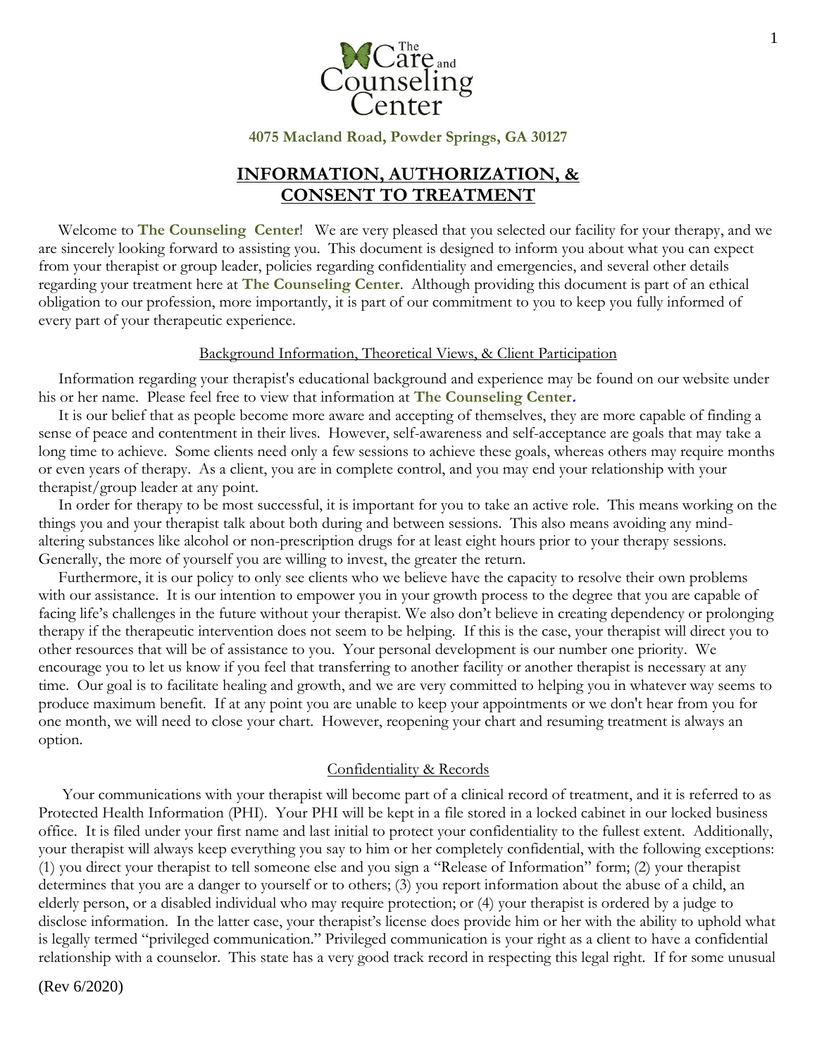The Care and Counseling Center

**4075 Macland Road, Powder Springs, GA 30127**

# INFORMATION, AUTHORIZATION, & CONSENT TO TREATMENT

Welcome to **The Counseling Center**! We are very pleased that you selected our facility for your therapy, and we are sincerely looking forward to assisting you. This document is designed to inform you about what you can expect from your therapist or group leader, policies regarding confidentiality and emergencies, and several other details regarding your treatment here at **The Counseling Center**. Although providing this document is part of an ethical obligation to our profession, more importantly, it is part of our commitment to you to keep you fully informed of every part of your therapeutic experience.

## Background Information, Theoretical Views, & Client Participation

Information regarding your therapist's educational background and experience may be found on our website under his or her name. Please feel free to view that information at **The Counseling Center.**

It is our belief that as people become more aware and accepting of themselves, they are more capable of finding a sense of peace and contentment in their lives. However, self-awareness and self-acceptance are goals that may take a long time to achieve. Some clients need only a few sessions to achieve these goals, whereas others may require months or even years of therapy. As a client, you are in complete control, and you may end your relationship with your therapist/group leader at any point.

In order for therapy to be most successful, it is important for you to take an active role. This means working on the things you and your therapist talk about both during and between sessions. This also means avoiding any mind-altering substances like alcohol or non-prescription drugs for at least eight hours prior to your therapy sessions. Generally, the more of yourself you are willing to invest, the greater the return.

Furthermore, it is our policy to only see clients who we believe have the capacity to resolve their own problems with our assistance. It is our intention to empower you in your growth process to the degree that you are capable of facing life's challenges in the future without your therapist. We also don't believe in creating dependency or prolonging therapy if the therapeutic intervention does not seem to be helping. If this is the case, your therapist will direct you to other resources that will be of assistance to you. Your personal development is our number one priority. We encourage you to let us know if you feel that transferring to another facility or another therapist is necessary at any time. Our goal is to facilitate healing and growth, and we are very committed to helping you in whatever way seems to produce maximum benefit. If at any point you are unable to keep your appointments or we don't hear from you for one month, we will need to close your chart. However, reopening your chart and resuming treatment is always an option.

## Confidentiality & Records

Your communications with your therapist will become part of a clinical record of treatment, and it is referred to as Protected Health Information (PHI). Your PHI will be kept in a file stored in a locked cabinet in our locked business office. It is filed under your first name and last initial to protect your confidentiality to the fullest extent. Additionally, your therapist will always keep everything you say to him or her completely confidential, with the following exceptions: (1) you direct your therapist to tell someone else and you sign a "Release of Information" form; (2) your therapist determines that you are a danger to yourself or to others; (3) you report information about the abuse of a child, an elderly person, or a disabled individual who may require protection; or (4) your therapist is ordered by a judge to disclose information. In the latter case, your therapist's license does provide him or her with the ability to uphold what is legally termed "privileged communication." Privileged communication is your right as a client to have a confidential relationship with a counselor. This state has a very good track record in respecting this legal right. If for some unusual

(Rev 6/2020)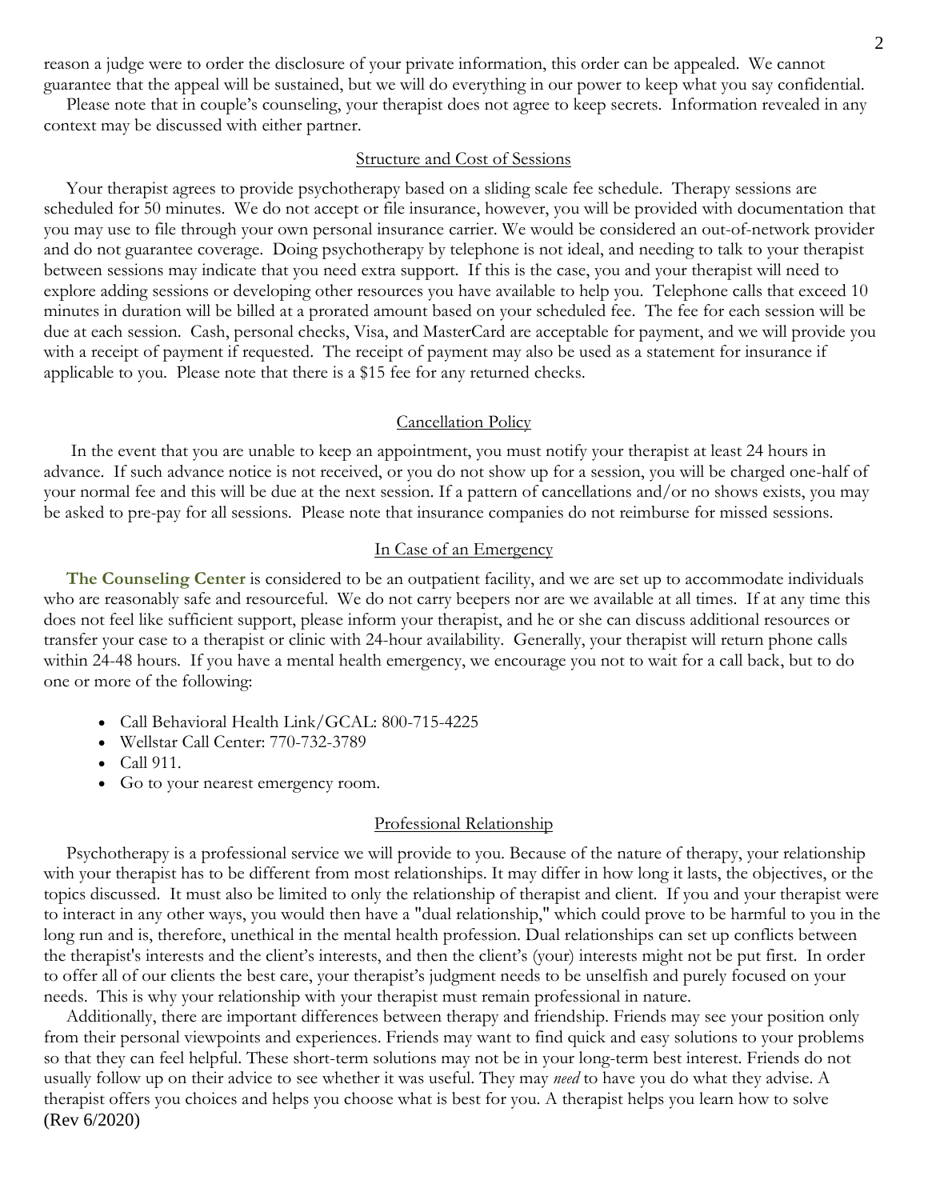reason a judge were to order the disclosure of your private information, this order can be appealed. We cannot guarantee that the appeal will be sustained, but we will do everything in our power to keep what you say confidential.

Please note that in couple's counseling, your therapist does not agree to keep secrets. Information revealed in any context may be discussed with either partner.

## Structure and Cost of Sessions

Your therapist agrees to provide psychotherapy based on a sliding scale fee schedule. Therapy sessions are scheduled for 50 minutes. We do not accept or file insurance, however, you will be provided with documentation that you may use to file through your own personal insurance carrier. We would be considered an out-of-network provider and do not guarantee coverage. Doing psychotherapy by telephone is not ideal, and needing to talk to your therapist between sessions may indicate that you need extra support. If this is the case, you and your therapist will need to explore adding sessions or developing other resources you have available to help you. Telephone calls that exceed 10 minutes in duration will be billed at a prorated amount based on your scheduled fee. The fee for each session will be due at each session. Cash, personal checks, Visa, and MasterCard are acceptable for payment, and we will provide you with a receipt of payment if requested. The receipt of payment may also be used as a statement for insurance if applicable to you. Please note that there is a $15 fee for any returned checks.

## Cancellation Policy

In the event that you are unable to keep an appointment, you must notify your therapist at least 24 hours in advance. If such advance notice is not received, or you do not show up for a session, you will be charged one-half of your normal fee and this will be due at the next session. If a pattern of cancellations and/or no shows exists, you may be asked to pre-pay for all sessions. Please note that insurance companies do not reimburse for missed sessions.

## In Case of an Emergency

**The Counseling Center** is considered to be an outpatient facility, and we are set up to accommodate individuals who are reasonably safe and resourceful. We do not carry beepers nor are we available at all times. If at any time this does not feel like sufficient support, please inform your therapist, and he or she can discuss additional resources or transfer your case to a therapist or clinic with 24-hour availability. Generally, your therapist will return phone calls within 24-48 hours. If you have a mental health emergency, we encourage you not to wait for a call back, but to do one or more of the following:

- Call Behavioral Health Link/GCAL: 800-715-4225
- Wellstar Call Center: 770-732-3789
- Call 911.
- Go to your nearest emergency room.

## Professional Relationship

Psychotherapy is a professional service we will provide to you. Because of the nature of therapy, your relationship with your therapist has to be different from most relationships. It may differ in how long it lasts, the objectives, or the topics discussed. It must also be limited to only the relationship of therapist and client. If you and your therapist were to interact in any other ways, you would then have a "dual relationship," which could prove to be harmful to you in the long run and is, therefore, unethical in the mental health profession. Dual relationships can set up conflicts between the therapist's interests and the client's interests, and then the client's (your) interests might not be put first. In order to offer all of our clients the best care, your therapist's judgment needs to be unselfish and purely focused on your needs. This is why your relationship with your therapist must remain professional in nature.

Additionally, there are important differences between therapy and friendship. Friends may see your position only from their personal viewpoints and experiences. Friends may want to find quick and easy solutions to your problems so that they can feel helpful. These short-term solutions may not be in your long-term best interest. Friends do not usually follow up on their advice to see whether it was useful. They may *need* to have you do what they advise. A therapist offers you choices and helps you choose what is best for you. A therapist helps you learn how to solve

(Rev 6/2020)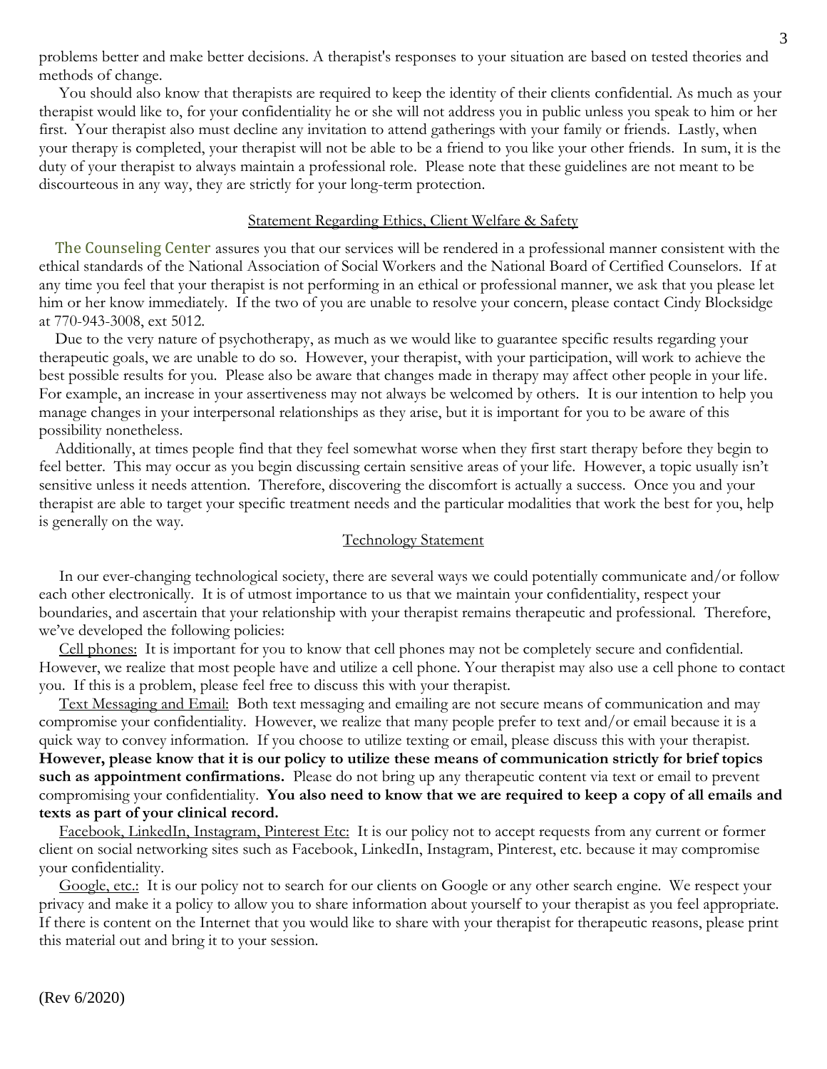problems better and make better decisions. A therapist's responses to your situation are based on tested theories and methods of change.

You should also know that therapists are required to keep the identity of their clients confidential. As much as your therapist would like to, for your confidentiality he or she will not address you in public unless you speak to him or her first. Your therapist also must decline any invitation to attend gatherings with your family or friends. Lastly, when your therapy is completed, your therapist will not be able to be a friend to you like your other friends. In sum, it is the duty of your therapist to always maintain a professional role. Please note that these guidelines are not meant to be discourteous in any way, they are strictly for your long-term protection.

## Statement Regarding Ethics, Client Welfare & Safety

The Counseling Center assures you that our services will be rendered in a professional manner consistent with the ethical standards of the National Association of Social Workers and the National Board of Certified Counselors. If at any time you feel that your therapist is not performing in an ethical or professional manner, we ask that you please let him or her know immediately. If the two of you are unable to resolve your concern, please contact Cindy Blocksidge at 770-943-3008, ext 5012.

Due to the very nature of psychotherapy, as much as we would like to guarantee specific results regarding your therapeutic goals, we are unable to do so. However, your therapist, with your participation, will work to achieve the best possible results for you. Please also be aware that changes made in therapy may affect other people in your life. For example, an increase in your assertiveness may not always be welcomed by others. It is our intention to help you manage changes in your interpersonal relationships as they arise, but it is important for you to be aware of this possibility nonetheless.

Additionally, at times people find that they feel somewhat worse when they first start therapy before they begin to feel better. This may occur as you begin discussing certain sensitive areas of your life. However, a topic usually isn't sensitive unless it needs attention. Therefore, discovering the discomfort is actually a success. Once you and your therapist are able to target your specific treatment needs and the particular modalities that work the best for you, help is generally on the way.

## Technology Statement

In our ever-changing technological society, there are several ways we could potentially communicate and/or follow each other electronically. It is of utmost importance to us that we maintain your confidentiality, respect your boundaries, and ascertain that your relationship with your therapist remains therapeutic and professional. Therefore, we've developed the following policies:

Cell phones: It is important for you to know that cell phones may not be completely secure and confidential. However, we realize that most people have and utilize a cell phone. Your therapist may also use a cell phone to contact you. If this is a problem, please feel free to discuss this with your therapist.

Text Messaging and Email: Both text messaging and emailing are not secure means of communication and may compromise your confidentiality. However, we realize that many people prefer to text and/or email because it is a quick way to convey information. If you choose to utilize texting or email, please discuss this with your therapist. **However, please know that it is our policy to utilize these means of communication strictly for brief topics such as appointment confirmations.** Please do not bring up any therapeutic content via text or email to prevent compromising your confidentiality. **You also need to know that we are required to keep a copy of all emails and texts as part of your clinical record.**

Facebook, LinkedIn, Instagram, Pinterest Etc: It is our policy not to accept requests from any current or former client on social networking sites such as Facebook, LinkedIn, Instagram, Pinterest, etc. because it may compromise your confidentiality.

Google, etc.: It is our policy not to search for our clients on Google or any other search engine. We respect your privacy and make it a policy to allow you to share information about yourself to your therapist as you feel appropriate. If there is content on the Internet that you would like to share with your therapist for therapeutic reasons, please print this material out and bring it to your session.

(Rev 6/2020)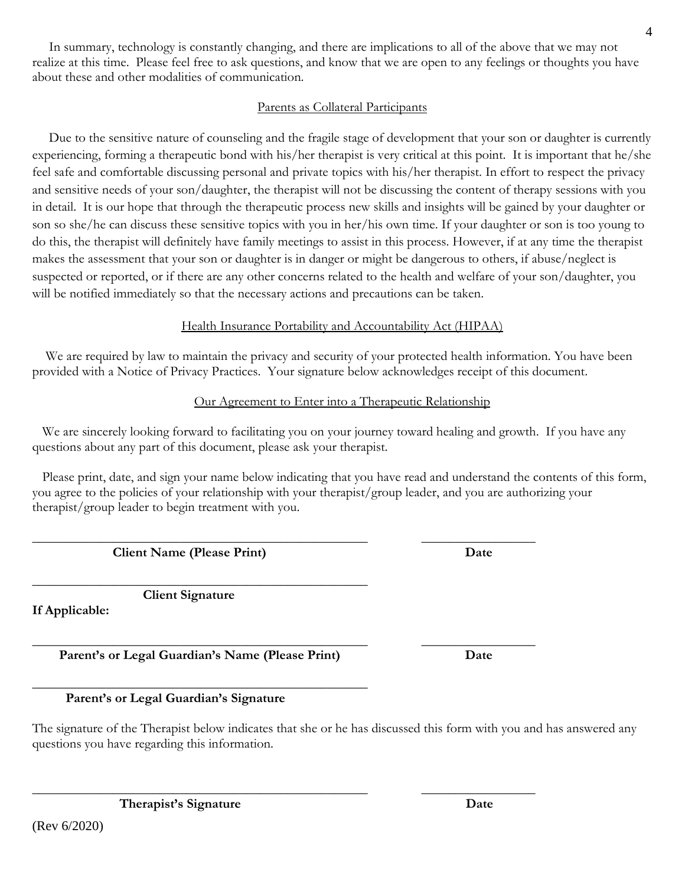In summary, technology is constantly changing, and there are implications to all of the above that we may not realize at this time. Please feel free to ask questions, and know that we are open to any feelings or thoughts you have about these and other modalities of communication.

## Parents as Collateral Participants

Due to the sensitive nature of counseling and the fragile stage of development that your son or daughter is currently experiencing, forming a therapeutic bond with his/her therapist is very critical at this point. It is important that he/she feel safe and comfortable discussing personal and private topics with his/her therapist. In effort to respect the privacy and sensitive needs of your son/daughter, the therapist will not be discussing the content of therapy sessions with you in detail. It is our hope that through the therapeutic process new skills and insights will be gained by your daughter or son so she/he can discuss these sensitive topics with you in her/his own time. If your daughter or son is too young to do this, the therapist will definitely have family meetings to assist in this process. However, if at any time the therapist makes the assessment that your son or daughter is in danger or might be dangerous to others, if abuse/neglect is suspected or reported, or if there are any other concerns related to the health and welfare of your son/daughter, you will be notified immediately so that the necessary actions and precautions can be taken.

## Health Insurance Portability and Accountability Act (HIPAA)

We are required by law to maintain the privacy and security of your protected health information. You have been provided with a Notice of Privacy Practices. Your signature below acknowledges receipt of this document.

## Our Agreement to Enter into a Therapeutic Relationship

We are sincerely looking forward to facilitating you on your journey toward healing and growth. If you have any questions about any part of this document, please ask your therapist.

Please print, date, and sign your name below indicating that you have read and understand the contents of this form, you agree to the policies of your relationship with your therapist/group leader, and you are authorizing your therapist/group leader to begin treatment with you.

\_\_\_\_\_\_\_\_\_\_\_\_\_\_\_\_\_\_\_\_\_\_\_\_\_\_\_\_\_\_\_\_\_\_\_\_\_\_\_\_ \_\_\_\_\_\_\_\_\_\_\_\_\_\_\_

**Client Name (Please Print)** **Date**

\_\_\_\_\_\_\_\_\_\_\_\_\_\_\_\_\_\_\_\_\_\_\_\_\_\_\_\_\_\_\_\_\_\_\_\_\_\_\_\_

**Client Signature**

**If Applicable:**

\_\_\_\_\_\_\_\_\_\_\_\_\_\_\_\_\_\_\_\_\_\_\_\_\_\_\_\_\_\_\_\_\_\_\_\_\_\_\_\_ \_\_\_\_\_\_\_\_\_\_\_\_\_\_\_

**Parent's or Legal Guardian's Name (Please Print)** **Date**

\_\_\_\_\_\_\_\_\_\_\_\_\_\_\_\_\_\_\_\_\_\_\_\_\_\_\_\_\_\_\_\_\_\_\_\_\_\_\_\_

**Parent's or Legal Guardian's Signature**

The signature of the Therapist below indicates that she or he has discussed this form with you and has answered any questions you have regarding this information.

\_\_\_\_\_\_\_\_\_\_\_\_\_\_\_\_\_\_\_\_\_\_\_\_\_\_\_\_\_\_\_\_\_\_\_\_\_\_\_\_ \_\_\_\_\_\_\_\_\_\_\_\_\_\_\_

**Therapist's Signature** **Date**

(Rev 6/2020)